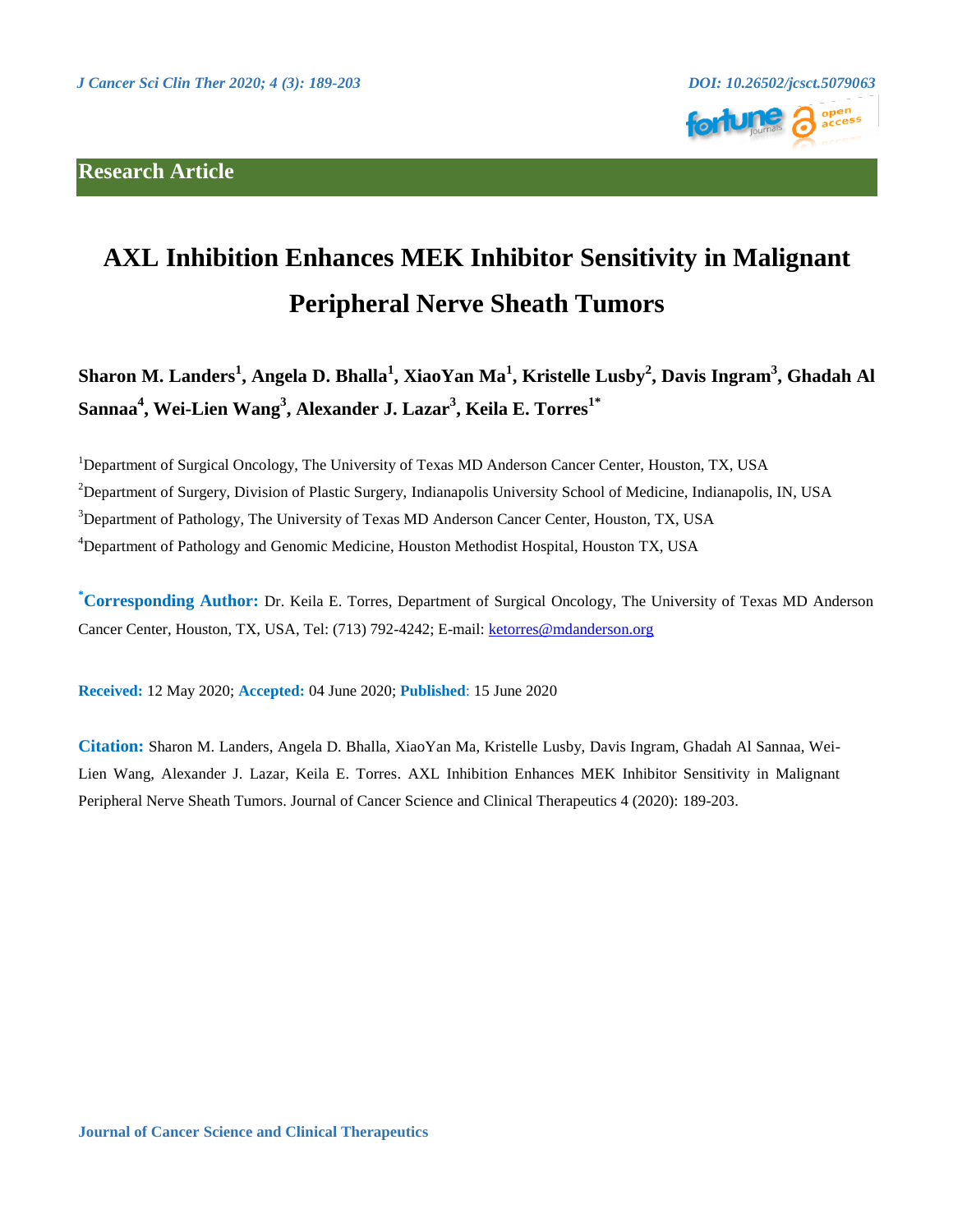**Research Article**

# AXL Inhibition Enhances MEK Inhibitor Sensitivity in Malignant Peripheral Nerve Sheath Tumors

**Sharon M. Landers[1], Angela D. Bhalla[1], XiaoYan Ma[1], Kristelle Lusby[2], Davis Ingram[3], Ghadah Al Sannaa[4], Wei-Lien Wang[3], Alexander J. Lazar[3], Keila E. Torres[1*]**

[1]Department of Surgical Oncology, The University of Texas MD Anderson Cancer Center, Houston, TX, USA

[2]Department of Surgery, Division of Plastic Surgery, Indianapolis University School of Medicine, Indianapolis, IN, USA

[3]Department of Pathology, The University of Texas MD Anderson Cancer Center, Houston, TX, USA

[4]Department of Pathology and Genomic Medicine, Houston Methodist Hospital, Houston TX, USA

**[*]Corresponding Author:** Dr. Keila E. Torres, Department of Surgical Oncology, The University of Texas MD Anderson Cancer Center, Houston, TX, USA, Tel: (713) 792-4242; E-mail: ketorres@mdanderson.org

**Received:** 12 May 2020; **Accepted:** 04 June 2020; **Published**: 15 June 2020

**Citation:** Sharon M. Landers, Angela D. Bhalla, XiaoYan Ma, Kristelle Lusby, Davis Ingram, Ghadah Al Sannaa, Wei-Lien Wang, Alexander J. Lazar, Keila E. Torres. AXL Inhibition Enhances MEK Inhibitor Sensitivity in Malignant Peripheral Nerve Sheath Tumors. Journal of Cancer Science and Clinical Therapeutics 4 (2020): 189-203.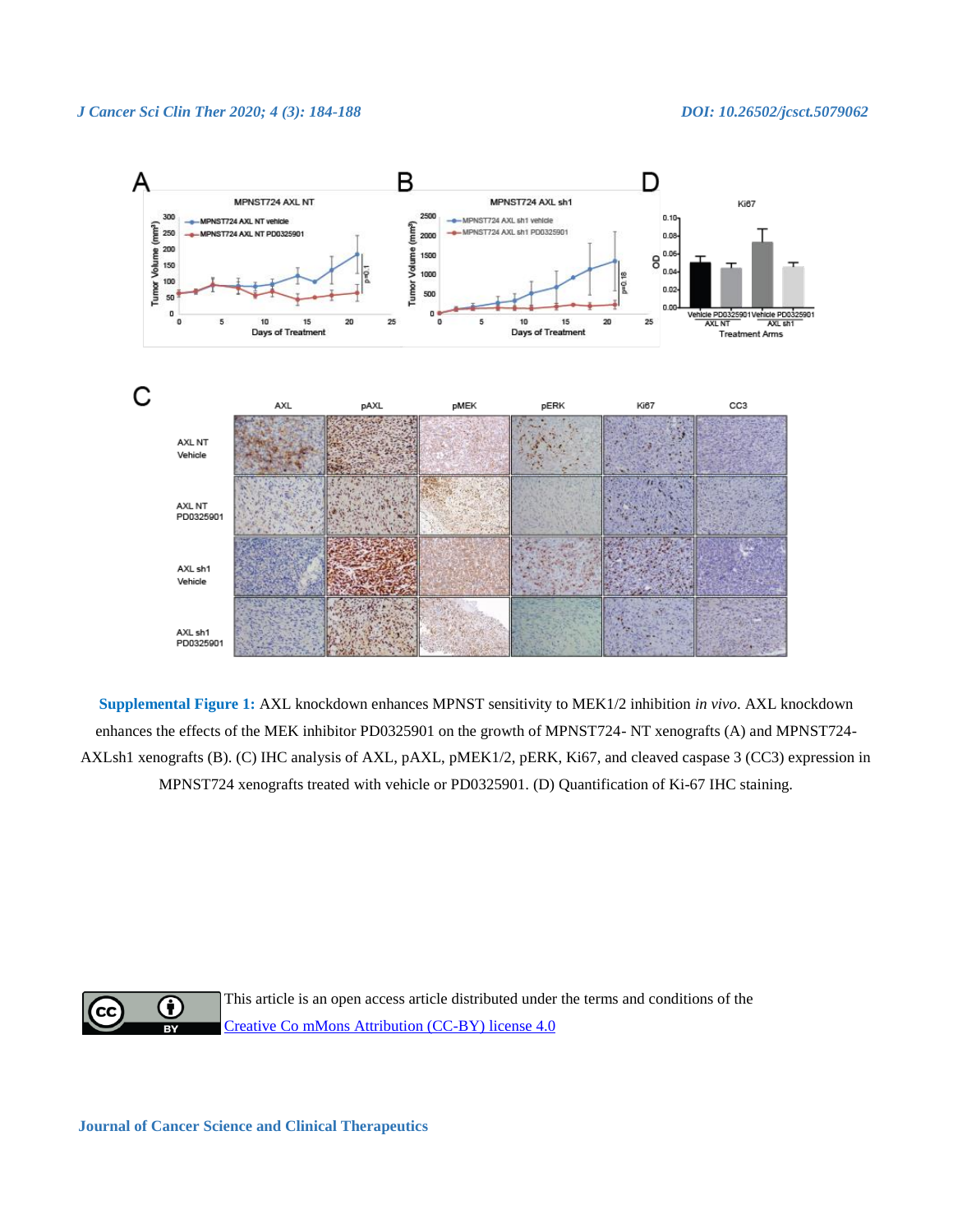A

MPNST724 AXL NT

Tumor Volume (mm³)

300
250
200
150
100
50
0

MPNST724 AXL NT vehicle
MPNST724 AXL NT PD0325901

p=0.1

0 5 10 15 20 25

Days of Treatment

B

MPNST724 AXL sh1

Tumor Volume (mm³)

2500
2000
1500
1000
500
0

MPNST724 AXL sh1 vehicle
MPNST724 AXL sh1 PD0325901

p=0.18

0 5 10 15 20 25

Days of Treatment

D

Ki67

OD

0.10
0.08
0.06
0.04
0.02
0.00

Vehicle PD0325901 Vehicle PD0325901
AXL NT AXL sh1

Treatment Arms

C

AXL pAXL pMEK pERK Ki67 CC3

AXL NT Vehicle

AXL NT PD0325901

AXL sh1 Vehicle

AXL sh1 PD0325901

**Supplemental Figure 1:** AXL knockdown enhances MPNST sensitivity to MEK1/2 inhibition *in vivo*. AXL knockdown enhances the effects of the MEK inhibitor PD0325901 on the growth of MPNST724- NT xenografts (A) and MPNST724-AXLsh1 xenografts (B). (C) IHC analysis of AXL, pAXL, pMEK1/2, pERK, Ki67, and cleaved caspase 3 (CC3) expression in MPNST724 xenografts treated with vehicle or PD0325901. (D) Quantification of Ki-67 IHC staining.

This article is an open access article distributed under the terms and conditions of the [Creative Co mMons Attribution (CC-BY) license 4.0](https://creativecommons.org/licenses/by/4.0/)